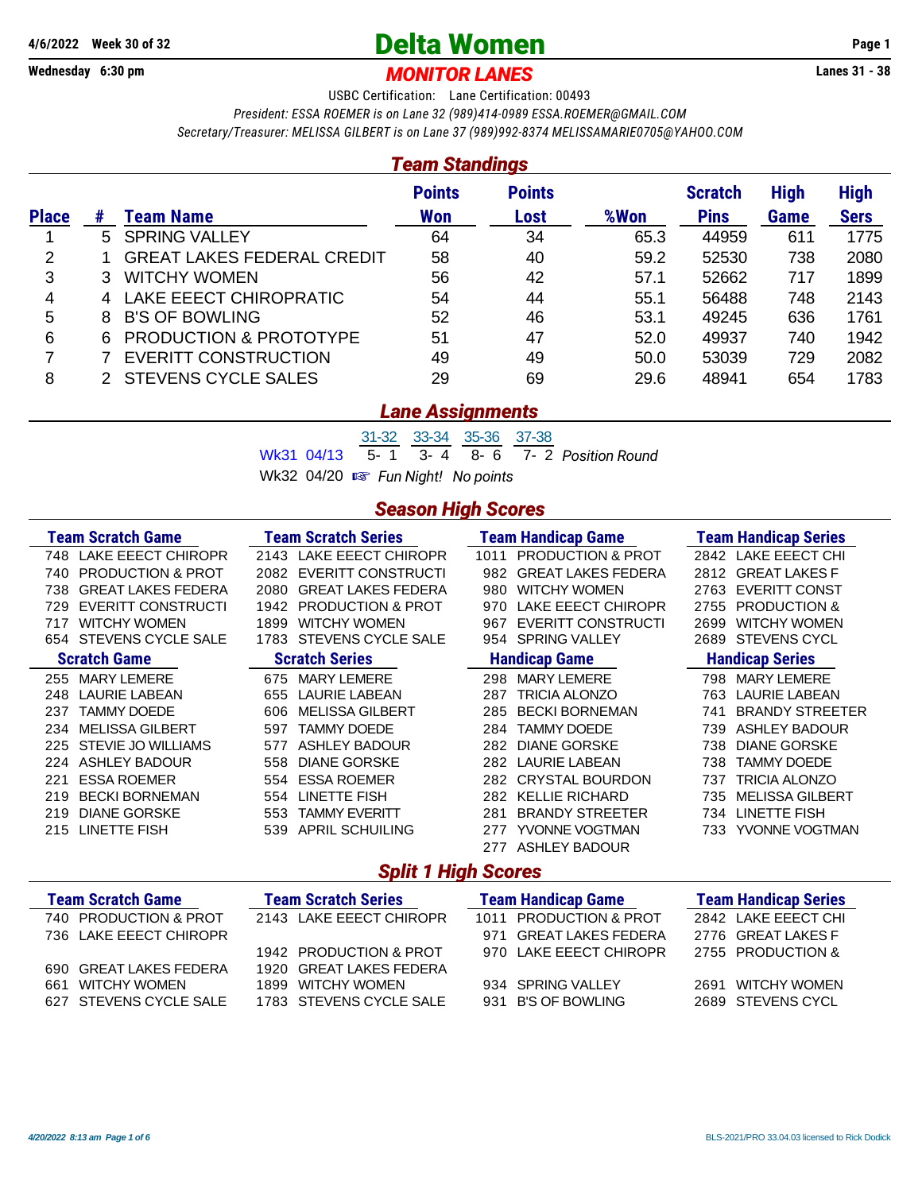4/6/2022 Week 30 of 32

# Delta Women

Wednesday 6:30 pm

## *MONITOR LANES*

Lanes 31 - 38

USBC Certification: Lane Certification: 00493

*President: ESSA ROEMER is on Lane 32 (989)414-0989 ESSA.ROEMER@GMAIL.COM*

*Secretary/Treasurer: MELISSA GILBERT is on Lane 37 (989)992-8374 MELISSAMARIE0705@YAHOO.COM*

## *Team Standings*

| Place | # | Team Name | Points Won | Points Lost | %Won | Scratch Pins | High Game | High Sers |
|---|---|---|---|---|---|---|---|---|
| 1 | 5 | SPRING VALLEY | 64 | 34 | 65.3 | 44959 | 611 | 1775 |
| 2 | 1 | GREAT LAKES FEDERAL CREDIT | 58 | 40 | 59.2 | 52530 | 738 | 2080 |
| 3 | 3 | WITCHY WOMEN | 56 | 42 | 57.1 | 52662 | 717 | 1899 |
| 4 | 4 | LAKE EEECT CHIROPRATIC | 54 | 44 | 55.1 | 56488 | 748 | 2143 |
| 5 | 8 | B'S OF BOWLING | 52 | 46 | 53.1 | 49245 | 636 | 1761 |
| 6 | 6 | PRODUCTION & PROTOTYPE | 51 | 47 | 52.0 | 49937 | 740 | 1942 |
| 7 | 7 | EVERITT CONSTRUCTION | 49 | 49 | 50.0 | 53039 | 729 | 2082 |
| 8 | 2 | STEVENS CYCLE SALES | 29 | 69 | 29.6 | 48941 | 654 | 1783 |

## *Lane Assignments*

| | 31-32 | 33-34 | 35-36 | 37-38 | |
|---|---|---|---|---|---|
| Wk31 04/13 | 5- 1 | 3- 4 | 8- 6 | 7- 2 | *Position Round* |

Wk32 04/20 ☞ *Fun Night! No points*

## *Season High Scores*

| Team Scratch Game | Team Scratch Series | Team Handicap Game | Team Handicap Series |
|---|---|---|---|
| 748 LAKE EEECT CHIROPR | 2143 LAKE EEECT CHIROPR | 1011 PRODUCTION & PROT | 2842 LAKE EEECT CHI |
| 740 PRODUCTION & PROT | 2082 EVERITT CONSTRUCTI | 982 GREAT LAKES FEDERA | 2812 GREAT LAKES F |
| 738 GREAT LAKES FEDERA | 2080 GREAT LAKES FEDERA | 980 WITCHY WOMEN | 2763 EVERITT CONST |
| 729 EVERITT CONSTRUCTI | 1942 PRODUCTION & PROT | 970 LAKE EEECT CHIROPR | 2755 PRODUCTION & |
| 717 WITCHY WOMEN | 1899 WITCHY WOMEN | 967 EVERITT CONSTRUCTI | 2699 WITCHY WOMEN |
| 654 STEVENS CYCLE SALE | 1783 STEVENS CYCLE SALE | 954 SPRING VALLEY | 2689 STEVENS CYCL |

| Scratch Game | Scratch Series | Handicap Game | Handicap Series |
|---|---|---|---|
| 255 MARY LEMERE | 675 MARY LEMERE | 298 MARY LEMERE | 798 MARY LEMERE |
| 248 LAURIE LABEAN | 655 LAURIE LABEAN | 287 TRICIA ALONZO | 763 LAURIE LABEAN |
| 237 TAMMY DOEDE | 606 MELISSA GILBERT | 285 BECKI BORNEMAN | 741 BRANDY STREETER |
| 234 MELISSA GILBERT | 597 TAMMY DOEDE | 284 TAMMY DOEDE | 739 ASHLEY BADOUR |
| 225 STEVIE JO WILLIAMS | 577 ASHLEY BADOUR | 282 DIANE GORSKE | 738 DIANE GORSKE |
| 224 ASHLEY BADOUR | 558 DIANE GORSKE | 282 LAURIE LABEAN | 738 TAMMY DOEDE |
| 221 ESSA ROEMER | 554 ESSA ROEMER | 282 CRYSTAL BOURDON | 737 TRICIA ALONZO |
| 219 BECKI BORNEMAN | 554 LINETTE FISH | 282 KELLIE RICHARD | 735 MELISSA GILBERT |
| 219 DIANE GORSKE | 553 TAMMY EVERITT | 281 BRANDY STREETER | 734 LINETTE FISH |
| 215 LINETTE FISH | 539 APRIL SCHUILING | 277 YVONNE VOGTMAN | 733 YVONNE VOGTMAN |
| | | 277 ASHLEY BADOUR | |

## *Split 1 High Scores*

| Team Scratch Game | Team Scratch Series | Team Handicap Game | Team Handicap Series |
|---|---|---|---|
| 740 PRODUCTION & PROT | 2143 LAKE EEECT CHIROPR | 1011 PRODUCTION & PROT | 2842 LAKE EEECT CHI |
| 736 LAKE EEECT CHIROPR | | 971 GREAT LAKES FEDERA | 2776 GREAT LAKES F |
| | 1942 PRODUCTION & PROT | 970 LAKE EEECT CHIROPR | 2755 PRODUCTION & |
| 690 GREAT LAKES FEDERA | 1920 GREAT LAKES FEDERA | | |
| 661 WITCHY WOMEN | 1899 WITCHY WOMEN | 934 SPRING VALLEY | 2691 WITCHY WOMEN |
| 627 STEVENS CYCLE SALE | 1783 STEVENS CYCLE SALE | 931 B'S OF BOWLING | 2689 STEVENS CYCL |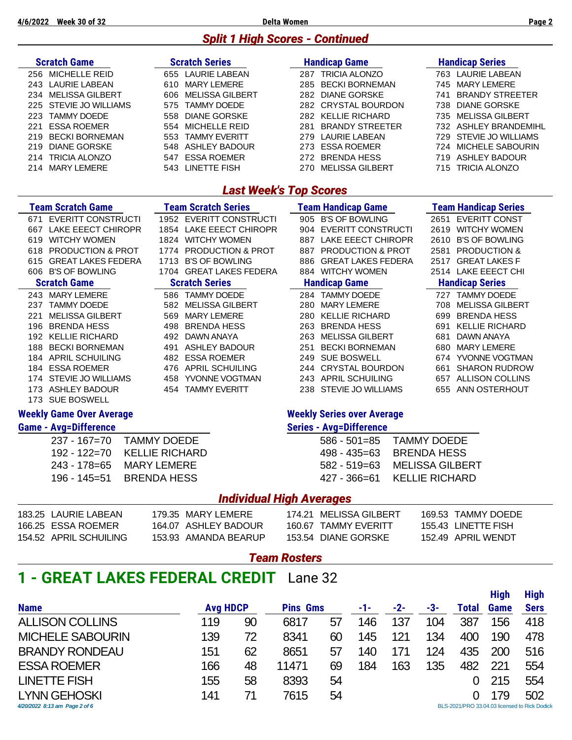## Split 1 High Scores - Continued

| Scratch Game | | Scratch Series | | Handicap Game | | Handicap Series | |
|---|---|---|---|---|---|---|---|
| 256 | MICHELLE REID | 655 | LAURIE LABEAN | 287 | TRICIA ALONZO | 763 | LAURIE LABEAN |
| 243 | LAURIE LABEAN | 610 | MARY LEMERE | 285 | BECKI BORNEMAN | 745 | MARY LEMERE |
| 234 | MELISSA GILBERT | 606 | MELISSA GILBERT | 282 | DIANE GORSKE | 741 | BRANDY STREETER |
| 225 | STEVIE JO WILLIAMS | 575 | TAMMY DOEDE | 282 | CRYSTAL BOURDON | 738 | DIANE GORSKE |
| 223 | TAMMY DOEDE | 558 | DIANE GORSKE | 282 | KELLIE RICHARD | 735 | MELISSA GILBERT |
| 221 | ESSA ROEMER | 554 | MICHELLE REID | 281 | BRANDY STREETER | 732 | ASHLEY BRANDEMIHL |
| 219 | BECKI BORNEMAN | 553 | TAMMY EVERITT | 279 | LAURIE LABEAN | 729 | STEVIE JO WILLIAMS |
| 219 | DIANE GORSKE | 548 | ASHLEY BADOUR | 273 | ESSA ROEMER | 724 | MICHELE SABOURIN |
| 214 | TRICIA ALONZO | 547 | ESSA ROEMER | 272 | BRENDA HESS | 719 | ASHLEY BADOUR |
| 214 | MARY LEMERE | 543 | LINETTE FISH | 270 | MELISSA GILBERT | 715 | TRICIA ALONZO |

## Last Week's Top Scores

| Team Scratch Game | | Team Scratch Series | | Team Handicap Game | | Team Handicap Series | |
|---|---|---|---|---|---|---|---|
| 671 | EVERITT CONSTRUCTI | 1952 | EVERITT CONSTRUCTI | 905 | B'S OF BOWLING | 2651 | EVERITT CONST |
| 667 | LAKE EEECT CHIROPR | 1854 | LAKE EEECT CHIROPR | 904 | EVERITT CONSTRUCTI | 2619 | WITCHY WOMEN |
| 619 | WITCHY WOMEN | 1824 | WITCHY WOMEN | 887 | LAKE EEECT CHIROPR | 2610 | B'S OF BOWLING |
| 618 | PRODUCTION & PROT | 1774 | PRODUCTION & PROT | 887 | PRODUCTION & PROT | 2581 | PRODUCTION & |
| 615 | GREAT LAKES FEDERA | 1713 | B'S OF BOWLING | 886 | GREAT LAKES FEDERA | 2517 | GREAT LAKES F |
| 606 | B'S OF BOWLING | 1704 | GREAT LAKES FEDERA | 884 | WITCHY WOMEN | 2514 | LAKE EEECT CHI |

| Scratch Game | | Scratch Series | | Handicap Game | | Handicap Series | |
|---|---|---|---|---|---|---|---|
| 243 | MARY LEMERE | 586 | TAMMY DOEDE | 284 | TAMMY DOEDE | 727 | TAMMY DOEDE |
| 237 | TAMMY DOEDE | 582 | MELISSA GILBERT | 280 | MARY LEMERE | 708 | MELISSA GILBERT |
| 221 | MELISSA GILBERT | 569 | MARY LEMERE | 280 | KELLIE RICHARD | 699 | BRENDA HESS |
| 196 | BRENDA HESS | 498 | BRENDA HESS | 263 | BRENDA HESS | 691 | KELLIE RICHARD |
| 192 | KELLIE RICHARD | 492 | DAWN ANAYA | 263 | MELISSA GILBERT | 681 | DAWN ANAYA |
| 188 | BECKI BORNEMAN | 491 | ASHLEY BADOUR | 251 | BECKI BORNEMAN | 680 | MARY LEMERE |
| 184 | APRIL SCHUILING | 482 | ESSA ROEMER | 249 | SUE BOSWELL | 674 | YVONNE VOGTMAN |
| 184 | ESSA ROEMER | 476 | APRIL SCHUILING | 244 | CRYSTAL BOURDON | 661 | SHARON RUDROW |
| 174 | STEVIE JO WILLIAMS | 458 | YVONNE VOGTMAN | 243 | APRIL SCHUILING | 657 | ALLISON COLLINS |
| 173 | ASHLEY BADOUR | 454 | TAMMY EVERITT | 238 | STEVIE JO WILLIAMS | 655 | ANN OSTERHOUT |
| 173 | SUE BOSWELL | | | | | | |

### Weekly Game Over Average

| Game - Avg=Difference | |
|---|---|
| 237 - 167=70 | TAMMY DOEDE |
| 192 - 122=70 | KELLIE RICHARD |
| 243 - 178=65 | MARY LEMERE |
| 196 - 145=51 | BRENDA HESS |

### Weekly Series over Average

| Series - Avg=Difference | |
|---|---|
| 586 - 501=85 | TAMMY DOEDE |
| 498 - 435=63 | BRENDA HESS |
| 582 - 519=63 | MELISSA GILBERT |
| 427 - 366=61 | KELLIE RICHARD |

## Individual High Averages

| | | | |
|---|---|---|---|
| 183.25 LAURIE LABEAN | 179.35 MARY LEMERE | 174.21 MELISSA GILBERT | 169.53 TAMMY DOEDE |
| 166.25 ESSA ROEMER | 164.07 ASHLEY BADOUR | 160.67 TAMMY EVERITT | 155.43 LINETTE FISH |
| 154.52 APRIL SCHUILING | 153.93 AMANDA BEARUP | 153.54 DIANE GORSKE | 152.49 APRIL WENDT |

## Team Rosters

# 1 - GREAT LAKES FEDERAL CREDIT Lane 32

| Name | Avg | HDCP | Pins | Gms | -1- | -2- | -3- | Total | High Game | High Sers |
|---|---|---|---|---|---|---|---|---|---|---|
| ALLISON COLLINS | 119 | 90 | 6817 | 57 | 146 | 137 | 104 | 387 | 156 | 418 |
| MICHELE SABOURIN | 139 | 72 | 8341 | 60 | 145 | 121 | 134 | 400 | 190 | 478 |
| BRANDY RONDEAU | 151 | 62 | 8651 | 57 | 140 | 171 | 124 | 435 | 200 | 516 |
| ESSA ROEMER | 166 | 48 | 11471 | 69 | 184 | 163 | 135 | 482 | 221 | 554 |
| LINETTE FISH | 155 | 58 | 8393 | 54 | | | | 0 | 215 | 554 |
| LYNN GEHOSKI | 141 | 71 | 7615 | 54 | | | | 0 | 179 | 502 |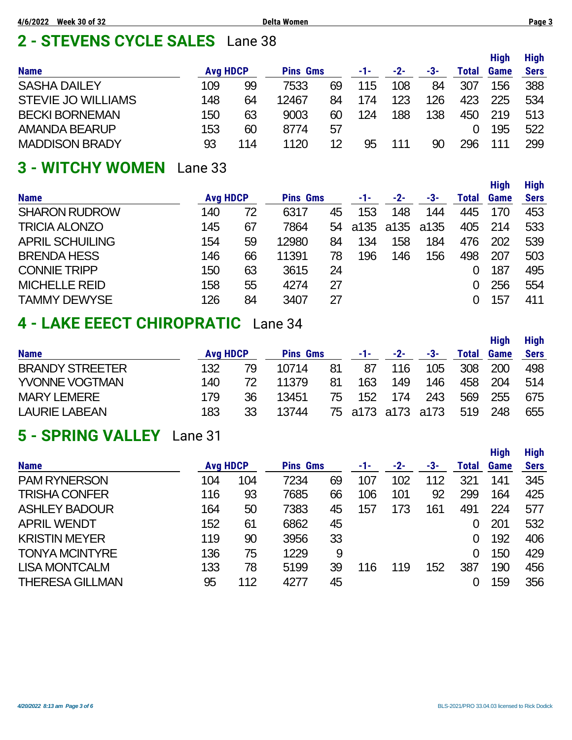## 2 - STEVENS CYCLE SALES Lane 38

| Name | Avg | HDCP | Pins | Gms | -1- | -2- | -3- | Total | High Game | High Sers |
|---|---|---|---|---|---|---|---|---|---|---|
| SASHA DAILEY | 109 | 99 | 7533 | 69 | 115 | 108 | 84 | 307 | 156 | 388 |
| STEVIE JO WILLIAMS | 148 | 64 | 12467 | 84 | 174 | 123 | 126 | 423 | 225 | 534 |
| BECKI BORNEMAN | 150 | 63 | 9003 | 60 | 124 | 188 | 138 | 450 | 219 | 513 |
| AMANDA BEARUP | 153 | 60 | 8774 | 57 | | | | 0 | 195 | 522 |
| MADDISON BRADY | 93 | 114 | 1120 | 12 | 95 | 111 | 90 | 296 | 111 | 299 |

## 3 - WITCHY WOMEN Lane 33

| Name | Avg | HDCP | Pins | Gms | -1- | -2- | -3- | Total | High Game | High Sers |
|---|---|---|---|---|---|---|---|---|---|---|
| SHARON RUDROW | 140 | 72 | 6317 | 45 | 153 | 148 | 144 | 445 | 170 | 453 |
| TRICIA ALONZO | 145 | 67 | 7864 | 54 | a135 | a135 | a135 | 405 | 214 | 533 |
| APRIL SCHUILING | 154 | 59 | 12980 | 84 | 134 | 158 | 184 | 476 | 202 | 539 |
| BRENDA HESS | 146 | 66 | 11391 | 78 | 196 | 146 | 156 | 498 | 207 | 503 |
| CONNIE TRIPP | 150 | 63 | 3615 | 24 | | | | 0 | 187 | 495 |
| MICHELLE REID | 158 | 55 | 4274 | 27 | | | | 0 | 256 | 554 |
| TAMMY DEWYSE | 126 | 84 | 3407 | 27 | | | | 0 | 157 | 411 |

## 4 - LAKE EEECT CHIROPRATIC Lane 34

| Name | Avg | HDCP | Pins | Gms | -1- | -2- | -3- | Total | High Game | High Sers |
|---|---|---|---|---|---|---|---|---|---|---|
| BRANDY STREETER | 132 | 79 | 10714 | 81 | 87 | 116 | 105 | 308 | 200 | 498 |
| YVONNE VOGTMAN | 140 | 72 | 11379 | 81 | 163 | 149 | 146 | 458 | 204 | 514 |
| MARY LEMERE | 179 | 36 | 13451 | 75 | 152 | 174 | 243 | 569 | 255 | 675 |
| LAURIE LABEAN | 183 | 33 | 13744 | 75 | a173 | a173 | a173 | 519 | 248 | 655 |

## 5 - SPRING VALLEY Lane 31

| Name | Avg | HDCP | Pins | Gms | -1- | -2- | -3- | Total | High Game | High Sers |
|---|---|---|---|---|---|---|---|---|---|---|
| PAM RYNERSON | 104 | 104 | 7234 | 69 | 107 | 102 | 112 | 321 | 141 | 345 |
| TRISHA CONFER | 116 | 93 | 7685 | 66 | 106 | 101 | 92 | 299 | 164 | 425 |
| ASHLEY BADOUR | 164 | 50 | 7383 | 45 | 157 | 173 | 161 | 491 | 224 | 577 |
| APRIL WENDT | 152 | 61 | 6862 | 45 | | | | 0 | 201 | 532 |
| KRISTIN MEYER | 119 | 90 | 3956 | 33 | | | | 0 | 192 | 406 |
| TONYA MCINTYRE | 136 | 75 | 1229 | 9 | | | | 0 | 150 | 429 |
| LISA MONTCALM | 133 | 78 | 5199 | 39 | 116 | 119 | 152 | 387 | 190 | 456 |
| THERESA GILLMAN | 95 | 112 | 4277 | 45 | | | | 0 | 159 | 356 |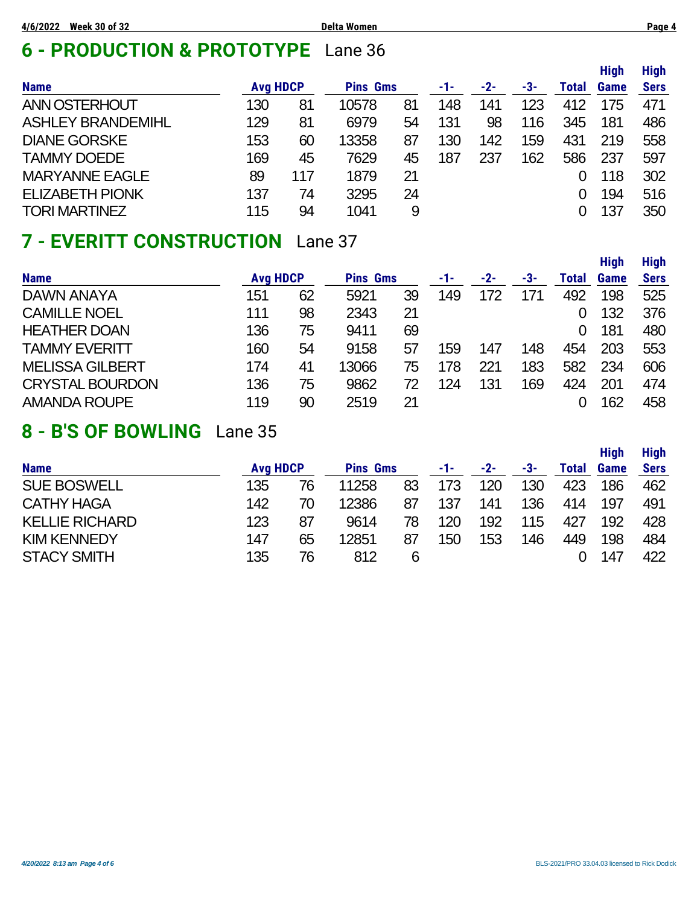## 6 - PRODUCTION & PROTOTYPE Lane 36

| Name | Avg | HDCP | Pins | Gms | -1- | -2- | -3- | Total | High Game | High Sers |
|---|---|---|---|---|---|---|---|---|---|---|
| ANN OSTERHOUT | 130 | 81 | 10578 | 81 | 148 | 141 | 123 | 412 | 175 | 471 |
| ASHLEY BRANDEMIHL | 129 | 81 | 6979 | 54 | 131 | 98 | 116 | 345 | 181 | 486 |
| DIANE GORSKE | 153 | 60 | 13358 | 87 | 130 | 142 | 159 | 431 | 219 | 558 |
| TAMMY DOEDE | 169 | 45 | 7629 | 45 | 187 | 237 | 162 | 586 | 237 | 597 |
| MARYANNE EAGLE | 89 | 117 | 1879 | 21 | | | | 0 | 118 | 302 |
| ELIZABETH PIONK | 137 | 74 | 3295 | 24 | | | | 0 | 194 | 516 |
| TORI MARTINEZ | 115 | 94 | 1041 | 9 | | | | 0 | 137 | 350 |

## 7 - EVERITT CONSTRUCTION Lane 37

| Name | Avg | HDCP | Pins | Gms | -1- | -2- | -3- | Total | High Game | High Sers |
|---|---|---|---|---|---|---|---|---|---|---|
| DAWN ANAYA | 151 | 62 | 5921 | 39 | 149 | 172 | 171 | 492 | 198 | 525 |
| CAMILLE NOEL | 111 | 98 | 2343 | 21 | | | | 0 | 132 | 376 |
| HEATHER DOAN | 136 | 75 | 9411 | 69 | | | | 0 | 181 | 480 |
| TAMMY EVERITT | 160 | 54 | 9158 | 57 | 159 | 147 | 148 | 454 | 203 | 553 |
| MELISSA GILBERT | 174 | 41 | 13066 | 75 | 178 | 221 | 183 | 582 | 234 | 606 |
| CRYSTAL BOURDON | 136 | 75 | 9862 | 72 | 124 | 131 | 169 | 424 | 201 | 474 |
| AMANDA ROUPE | 119 | 90 | 2519 | 21 | | | | 0 | 162 | 458 |

## 8 - B'S OF BOWLING Lane 35

| Name | Avg | HDCP | Pins | Gms | -1- | -2- | -3- | Total | High Game | High Sers |
|---|---|---|---|---|---|---|---|---|---|---|
| SUE BOSWELL | 135 | 76 | 11258 | 83 | 173 | 120 | 130 | 423 | 186 | 462 |
| CATHY HAGA | 142 | 70 | 12386 | 87 | 137 | 141 | 136 | 414 | 197 | 491 |
| KELLIE RICHARD | 123 | 87 | 9614 | 78 | 120 | 192 | 115 | 427 | 192 | 428 |
| KIM KENNEDY | 147 | 65 | 12851 | 87 | 150 | 153 | 146 | 449 | 198 | 484 |
| STACY SMITH | 135 | 76 | 812 | 6 | | | | 0 | 147 | 422 |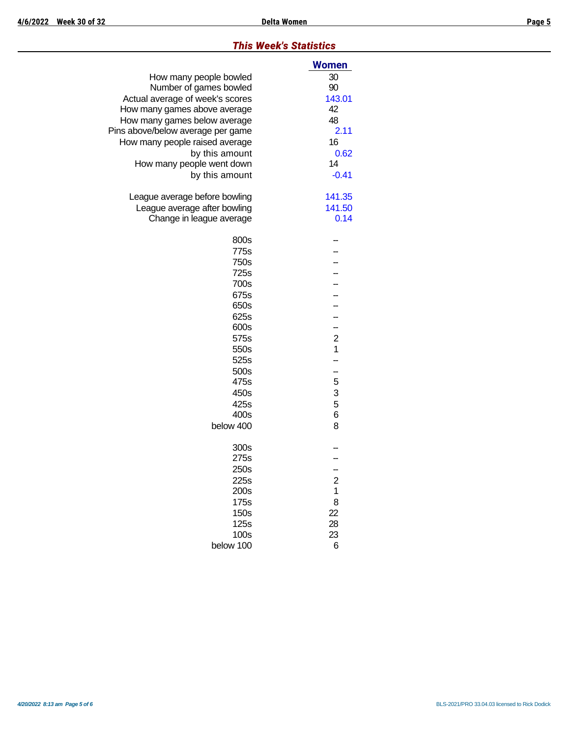## *This Week's Statistics*

| | Women |
|---|---|
| How many people bowled | 30 |
| Number of games bowled | 90 |
| Actual average of week's scores | 143.01 |
| How many games above average | 42 |
| How many games below average | 48 |
| Pins above/below average per game | 2.11 |
| How many people raised average | 16 |
| by this amount | 0.62 |
| How many people went down | 14 |
| by this amount | -0.41 |
| | |
| League average before bowling | 141.35 |
| League average after bowling | 141.50 |
| Change in league average | 0.14 |
| | |
| 800s | -- |
| 775s | -- |
| 750s | -- |
| 725s | -- |
| 700s | -- |
| 675s | -- |
| 650s | -- |
| 625s | -- |
| 600s | -- |
| 575s | 2 |
| 550s | 1 |
| 525s | -- |
| 500s | -- |
| 475s | 5 |
| 450s | 3 |
| 425s | 5 |
| 400s | 6 |
| below 400 | 8 |
| | |
| 300s | -- |
| 275s | -- |
| 250s | -- |
| 225s | 2 |
| 200s | 1 |
| 175s | 8 |
| 150s | 22 |
| 125s | 28 |
| 100s | 23 |
| below 100 | 6 |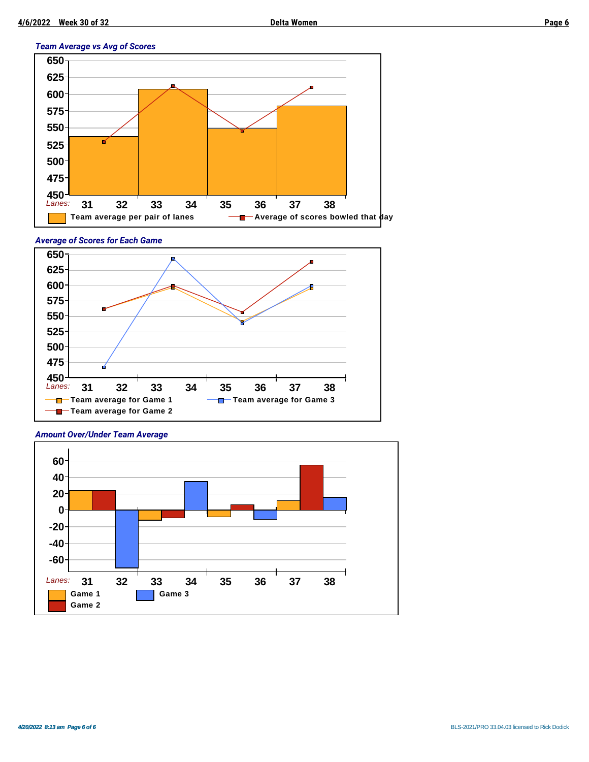*Team Average vs Avg of Scores*

650
625
600
575
550
525
500
475
450

Lanes: 31 32 33 34 35 36 37 38

Team average per pair of lanes

Average of scores bowled that day

*Average of Scores for Each Game*

650
625
600
575
550
525
500
475
450

Lanes: 31 32 33 34 35 36 37 38

Team average for Game 1

Team average for Game 3

Team average for Game 2

*Amount Over/Under Team Average*

60
40
20
0
-20
-40
-60

Lanes: 31 32 33 34 35 36 37 38

Game 1

Game 3

Game 2